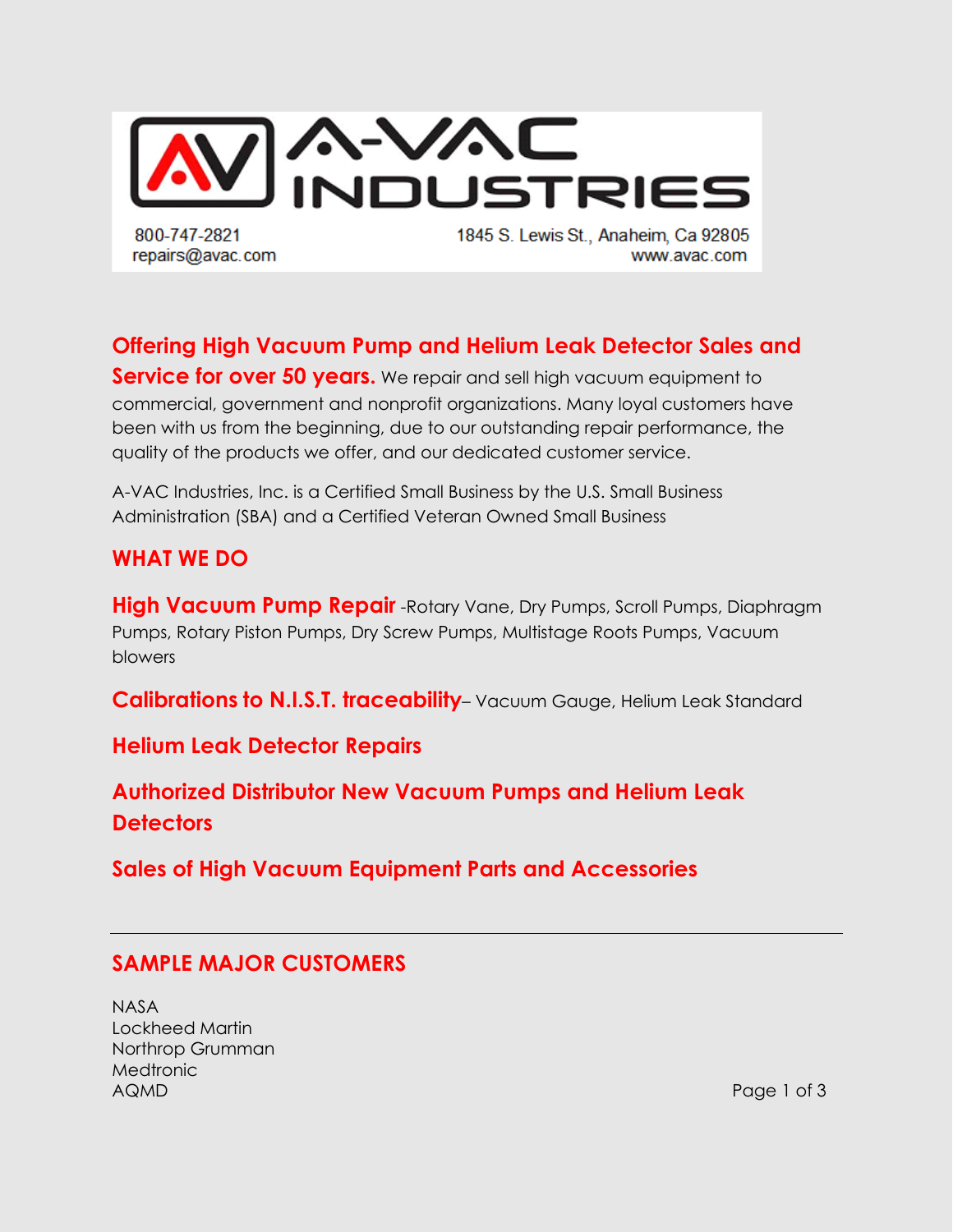# A-VAC INDUSTRIES

800-747-2821
repairs@avac.com

1845 S. Lewis St., Anaheim, Ca 92805
www.avac.com

**Offering High Vacuum Pump and Helium Leak Detector Sales and Service for over 50 years.** We repair and sell high vacuum equipment to commercial, government and nonprofit organizations. Many loyal customers have been with us from the beginning, due to our outstanding repair performance, the quality of the products we offer, and our dedicated customer service.

A-VAC Industries, Inc. is a Certified Small Business by the U.S. Small Business Administration (SBA) and a Certified Veteran Owned Small Business

## WHAT WE DO

**High Vacuum Pump Repair** -Rotary Vane, Dry Pumps, Scroll Pumps, Diaphragm Pumps, Rotary Piston Pumps, Dry Screw Pumps, Multistage Roots Pumps, Vacuum blowers

**Calibrations to N.I.S.T. traceability**– Vacuum Gauge, Helium Leak Standard

**Helium Leak Detector Repairs**

**Authorized Distributor New Vacuum Pumps and Helium Leak Detectors**

**Sales of High Vacuum Equipment Parts and Accessories**

---

## SAMPLE MAJOR CUSTOMERS

NASA
Lockheed Martin
Northrop Grumman
Medtronic
AQMD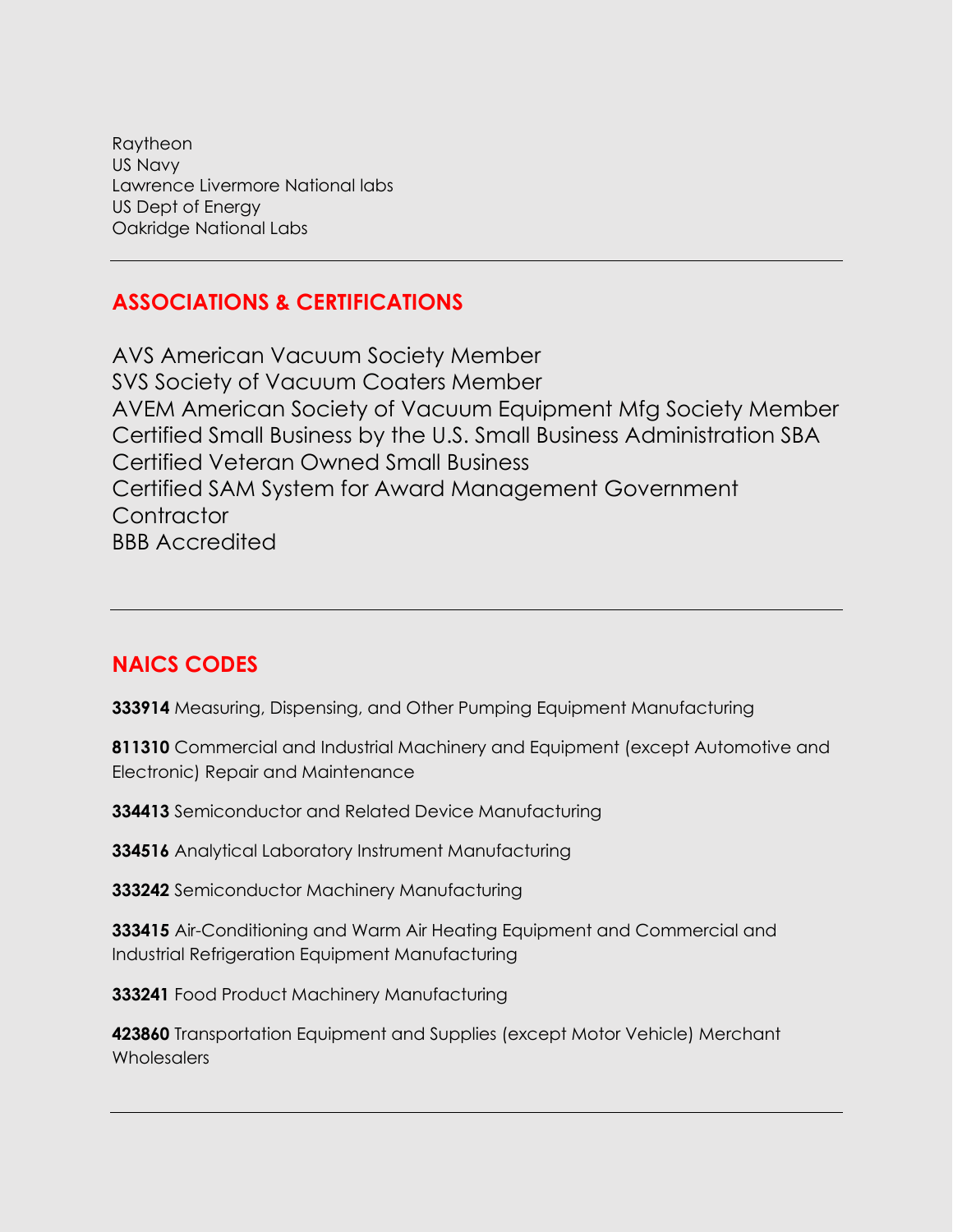Raytheon
US Navy
Lawrence Livermore National labs
US Dept of Energy
Oakridge National Labs

---

## ASSOCIATIONS & CERTIFICATIONS

AVS American Vacuum Society Member
SVS Society of Vacuum Coaters Member
AVEM American Society of Vacuum Equipment Mfg Society Member
Certified Small Business by the U.S. Small Business Administration SBA
Certified Veteran Owned Small Business
Certified SAM System for Award Management Government Contractor
BBB Accredited

---

## NAICS CODES

**333914** Measuring, Dispensing, and Other Pumping Equipment Manufacturing

**811310** Commercial and Industrial Machinery and Equipment (except Automotive and Electronic) Repair and Maintenance

**334413** Semiconductor and Related Device Manufacturing

**334516** Analytical Laboratory Instrument Manufacturing

**333242** Semiconductor Machinery Manufacturing

**333415** Air-Conditioning and Warm Air Heating Equipment and Commercial and Industrial Refrigeration Equipment Manufacturing

**333241** Food Product Machinery Manufacturing

**423860** Transportation Equipment and Supplies (except Motor Vehicle) Merchant Wholesalers

---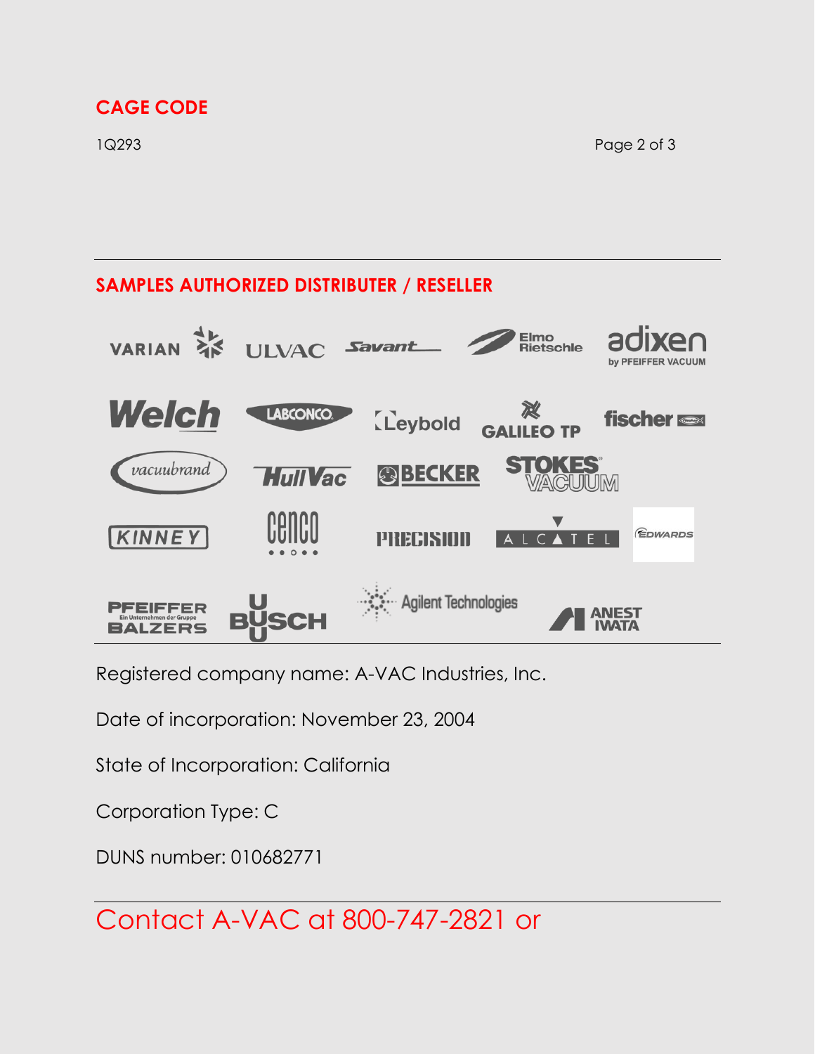## CAGE CODE

1Q293

## SAMPLES AUTHORIZED DISTRIBUTER / RESELLER

VARIAN, ULVAC, Savant, Elmo Rietschle, adixen by PFEIFFER VACUUM, Welch, LABCONCO, Leybold, GALILEO TP, fischer, vacuubrand, HullVac, BECKER, STOKES VACUUM, KINNEY, cenco, PRECISION, ALCATEL, EDWARDS, PFEIFFER BALZERS, BUSCH, Agilent Technologies, ANEST IWATA

Registered company name: A-VAC Industries, Inc.

Date of incorporation: November 23, 2004

State of Incorporation: California

Corporation Type: C

DUNS number: 010682771

Contact A-VAC at 800-747-2821 or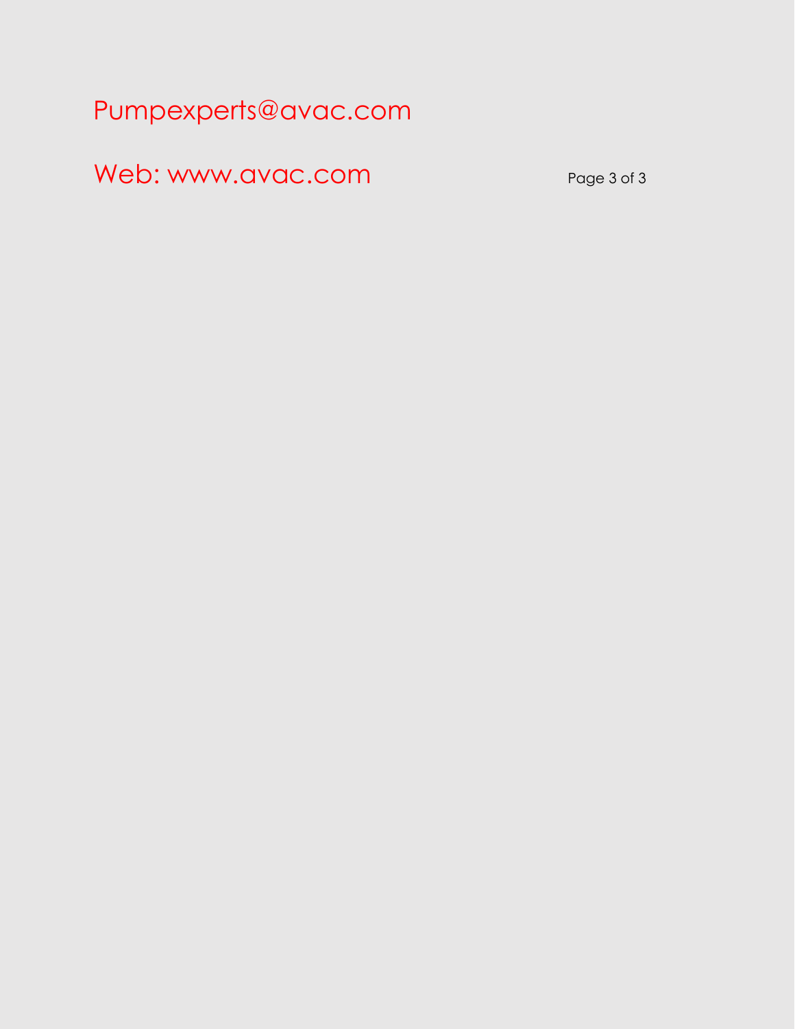Pumpexperts@avac.com

Web: www.avac.com